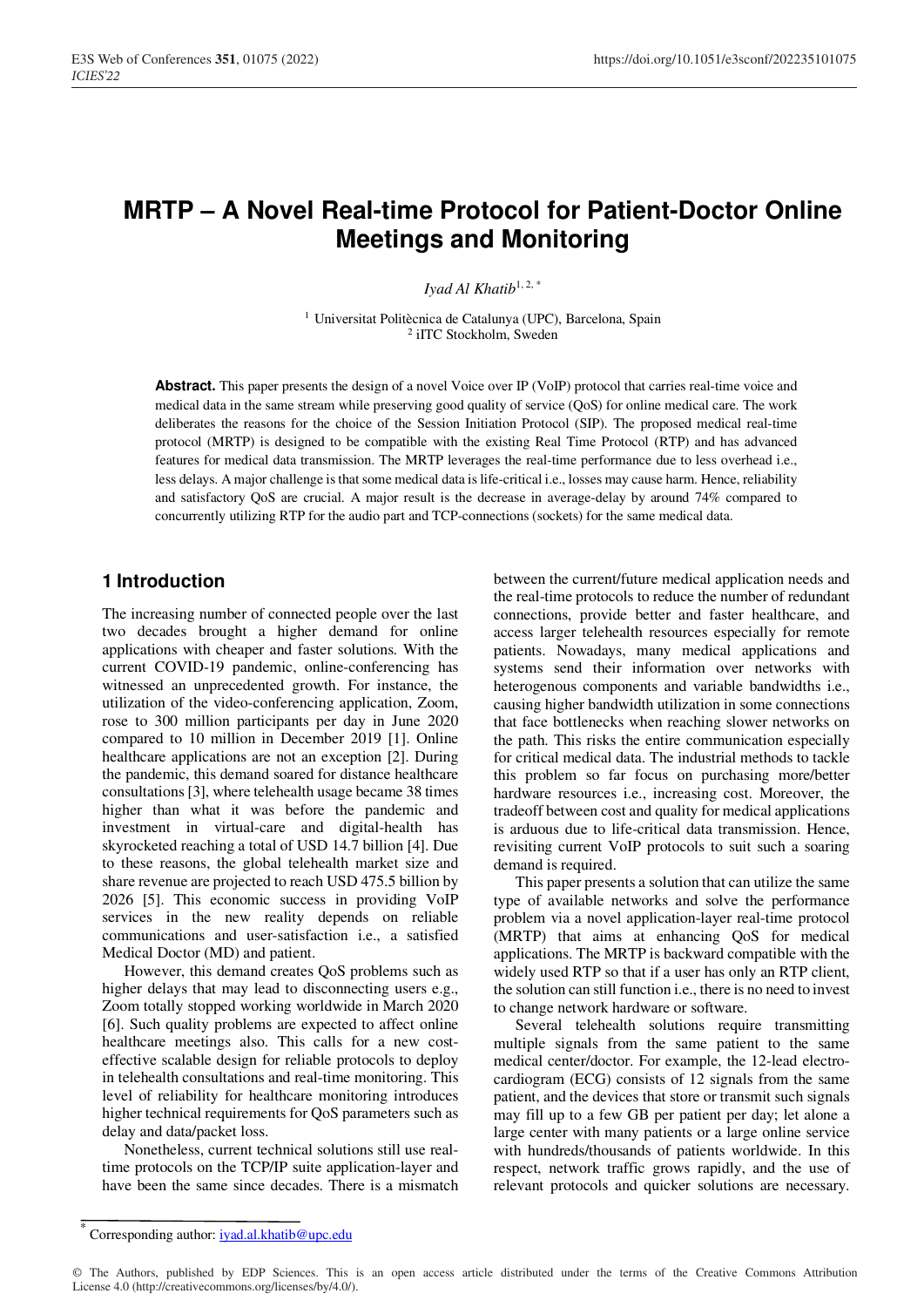# MRTP – A Novel Real-time Protocol for Patient-Doctor Online Meetings and Monitoring

*Iyad Al Khatib*[1, 2, *]

[1] Universitat Politècnica de Catalunya (UPC), Barcelona, Spain
[2] iITC Stockholm, Sweden

**Abstract.** This paper presents the design of a novel Voice over IP (VoIP) protocol that carries real-time voice and medical data in the same stream while preserving good quality of service (QoS) for online medical care. The work deliberates the reasons for the choice of the Session Initiation Protocol (SIP). The proposed medical real-time protocol (MRTP) is designed to be compatible with the existing Real Time Protocol (RTP) and has advanced features for medical data transmission. The MRTP leverages the real-time performance due to less overhead i.e., less delays. A major challenge is that some medical data is life-critical i.e., losses may cause harm. Hence, reliability and satisfactory QoS are crucial. A major result is the decrease in average-delay by around 74% compared to concurrently utilizing RTP for the audio part and TCP-connections (sockets) for the same medical data.

## 1 Introduction

The increasing number of connected people over the last two decades brought a higher demand for online applications with cheaper and faster solutions. With the current COVID-19 pandemic, online-conferencing has witnessed an unprecedented growth. For instance, the utilization of the video-conferencing application, Zoom, rose to 300 million participants per day in June 2020 compared to 10 million in December 2019 [1]. Online healthcare applications are not an exception [2]. During the pandemic, this demand soared for distance healthcare consultations [3], where telehealth usage became 38 times higher than what it was before the pandemic and investment in virtual-care and digital-health has skyrocketed reaching a total of USD 14.7 billion [4]. Due to these reasons, the global telehealth market size and share revenue are projected to reach USD 475.5 billion by 2026 [5]. This economic success in providing VoIP services in the new reality depends on reliable communications and user-satisfaction i.e., a satisfied Medical Doctor (MD) and patient.

However, this demand creates QoS problems such as higher delays that may lead to disconnecting users e.g., Zoom totally stopped working worldwide in March 2020 [6]. Such quality problems are expected to affect online healthcare meetings also. This calls for a new cost-effective scalable design for reliable protocols to deploy in telehealth consultations and real-time monitoring. This level of reliability for healthcare monitoring introduces higher technical requirements for QoS parameters such as delay and data/packet loss.

Nonetheless, current technical solutions still use real-time protocols on the TCP/IP suite application-layer and have been the same since decades. There is a mismatch between the current/future medical application needs and the real-time protocols to reduce the number of redundant connections, provide better and faster healthcare, and access larger telehealth resources especially for remote patients. Nowadays, many medical applications and systems send their information over networks with heterogenous components and variable bandwidths i.e., causing higher bandwidth utilization in some connections that face bottlenecks when reaching slower networks on the path. This risks the entire communication especially for critical medical data. The industrial methods to tackle this problem so far focus on purchasing more/better hardware resources i.e., increasing cost. Moreover, the tradeoff between cost and quality for medical applications is arduous due to life-critical data transmission. Hence, revisiting current VoIP protocols to suit such a soaring demand is required.

This paper presents a solution that can utilize the same type of available networks and solve the performance problem via a novel application-layer real-time protocol (MRTP) that aims at enhancing QoS for medical applications. The MRTP is backward compatible with the widely used RTP so that if a user has only an RTP client, the solution can still function i.e., there is no need to invest to change network hardware or software.

Several telehealth solutions require transmitting multiple signals from the same patient to the same medical center/doctor. For example, the 12-lead electro-cardiogram (ECG) consists of 12 signals from the same patient, and the devices that store or transmit such signals may fill up to a few GB per patient per day; let alone a large center with many patients or a large online service with hundreds/thousands of patients worldwide. In this respect, network traffic grows rapidly, and the use of relevant protocols and quicker solutions are necessary.

* Corresponding author: iyad.al.khatib@upc.edu

© The Authors, published by EDP Sciences. This is an open access article distributed under the terms of the Creative Commons Attribution License 4.0 (http://creativecommons.org/licenses/by/4.0/).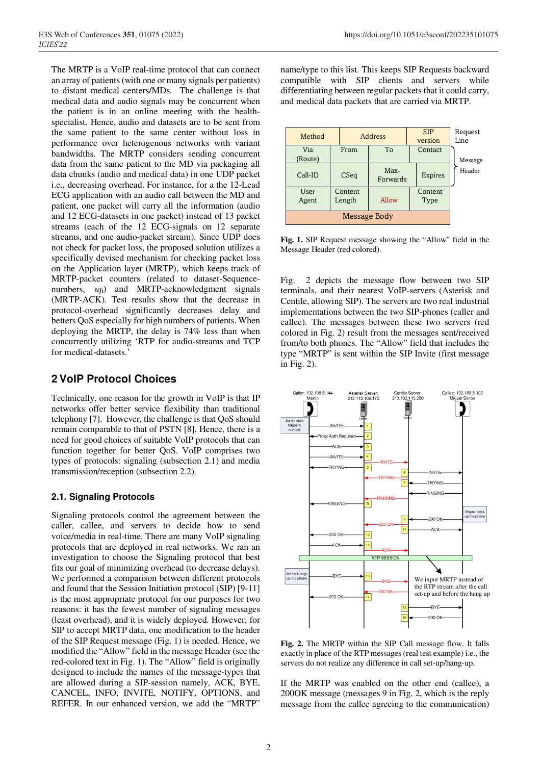The MRTP is a VoIP real-time protocol that can connect an array of patients (with one or many signals per patients) to distant medical centers/MDs. The challenge is that medical data and audio signals may be concurrent when the patient is in an online meeting with the health-specialist. Hence, audio and datasets are to be sent from the same patient to the same center without loss in performance over heterogenous networks with variant bandwidths. The MRTP considers sending concurrent data from the same patient to the MD via packaging all data chunks (audio and medical data) in one UDP packet i.e., decreasing overhead. For instance, for a the 12-Lead ECG application with an audio call between the MD and patient, one packet will carry all the information (audio and 12 ECG-datasets in one packet) instead of 13 packet streams (each of the 12 ECG-signals on 12 separate streams, and one audio-packet stream). Since UDP does not check for packet loss, the proposed solution utilizes a specifically devised mechanism for checking packet loss on the Application layer (MRTP), which keeps track of MRTP-packet counters (related to dataset-Sequence-numbers, $sq_i$) and MRTP-acknowledgment signals (MRTP-ACK). Test results show that the decrease in protocol-overhead significantly decreases delay and betters QoS especially for high numbers of patients. When deploying the MRTP, the delay is 74% less than when concurrently utilizing 'RTP for audio-streams and TCP for medical-datasets.'

## 2 VoIP Protocol Choices

Technically, one reason for the growth in VoIP is that IP networks offer better service flexibility than traditional telephony [7]. However, the challenge is that QoS should remain comparable to that of PSTN [8]. Hence, there is a need for good choices of suitable VoIP protocols that can function together for better QoS. VoIP comprises two types of protocols: signaling (subsection 2.1) and media transmission/reception (subsection 2.2).

### 2.1. Signaling Protocols

Signaling protocols control the agreement between the caller, callee, and servers to decide how to send voice/media in real-time. There are many VoIP signaling protocols that are deployed in real networks. We ran an investigation to choose the Signaling protocol that best fits our goal of minimizing overhead (to decrease delays). We performed a comparison between different protocols and found that the Session Initiation protocol (SIP) [9-11] is the most appropriate protocol for our purposes for two reasons: it has the fewest number of signaling messages (least overhead), and it is widely deployed. However, for SIP to accept MRTP data, one modification to the header of the SIP Request message (Fig. 1) is needed. Hence, we modified the "Allow" field in the message Header (see the red-colored text in Fig. 1). The "Allow" field is originally designed to include the names of the message-types that are allowed during a SIP-session namely, ACK, BYE, CANCEL, INFO, INVITE, NOTIFY, OPTIONS, and REFER. In our enhanced version, we add the "MRTP" name/type to this list. This keeps SIP Requests backward compatible with SIP clients and servers while differentiating between regular packets that it could carry, and medical data packets that are carried via MRTP.

| Method | Address | | SIP version | Request Line |
|---|---|---|---|---|
| Via (Route) | From | To | Contact | Message Header |
| Call-ID | CSeq | Max-Forwards | Expires | |
| User Agent | Content Length | Allow | Content Type | |
| Message Body | | | | |

**Fig. 1.** SIP Request message showing the "Allow" field in the Message Header (red colored).

Fig. 2 depicts the message flow between two SIP terminals, and their nearest VoIP-servers (Asterisk and Centile, allowing SIP). The servers are two real industrial implementations between the two SIP-phones (caller and callee). The messages between these two servers (red colored in Fig. 2) result from the messages sent/received from/to both phones. The "Allow" field that includes the type "MRTP" is sent within the SIP Invite (first message in Fig. 2).

**Fig. 2.** The MRTP within the SIP Call message flow. It falls exactly in place of the RTP messages (real test example) i.e., the servers do not realize any difference in call set-up/hang-up.

If the MRTP was enabled on the other end (callee), a 200OK message (messages 9 in Fig. 2, which is the reply message from the callee agreeing to the communication)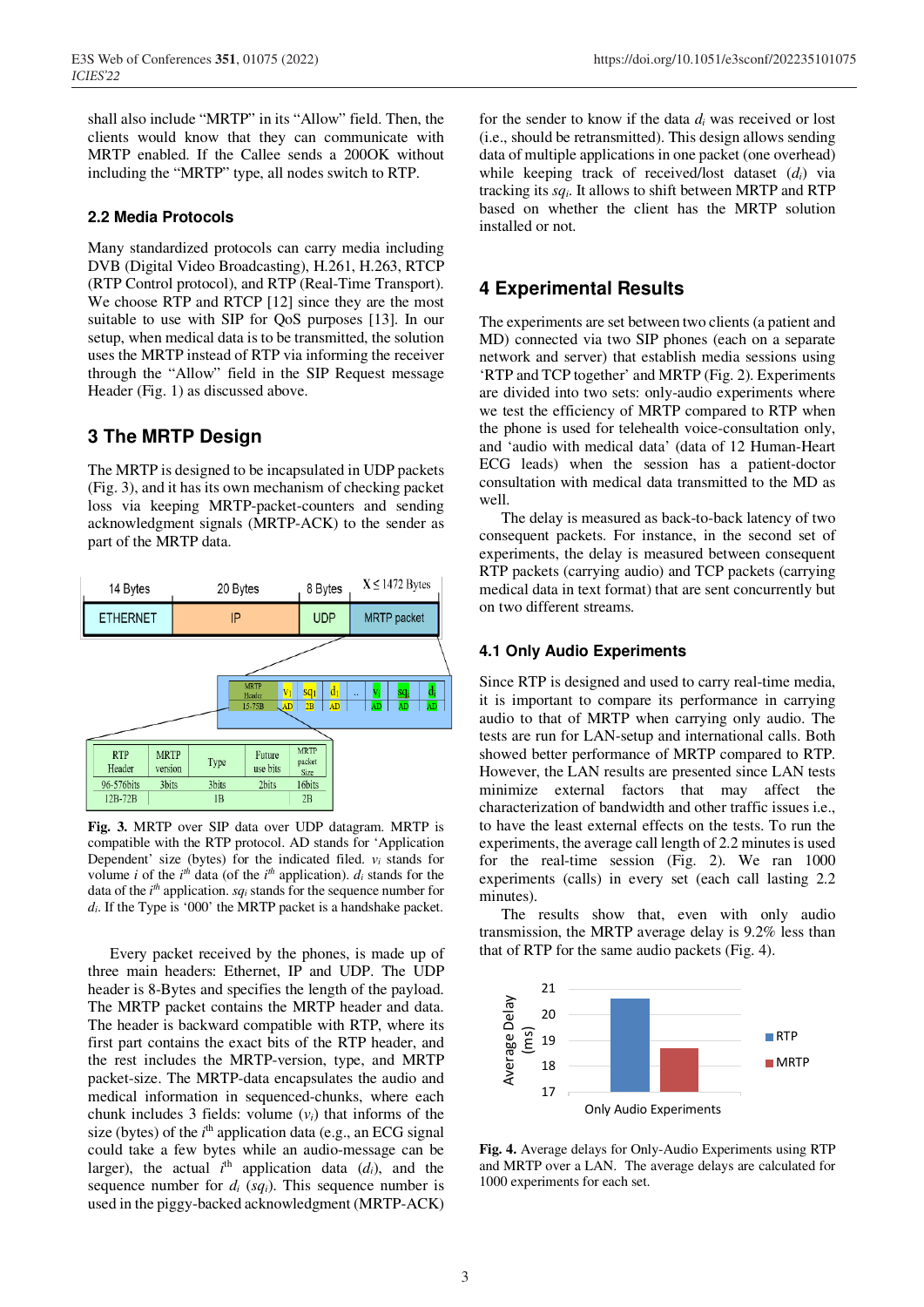shall also include "MRTP" in its "Allow" field. Then, the clients would know that they can communicate with MRTP enabled. If the Callee sends a 200OK without including the "MRTP" type, all nodes switch to RTP.

### 2.2 Media Protocols

Many standardized protocols can carry media including DVB (Digital Video Broadcasting), H.261, H.263, RTCP (RTP Control protocol), and RTP (Real-Time Transport). We choose RTP and RTCP [12] since they are the most suitable to use with SIP for QoS purposes [13]. In our setup, when medical data is to be transmitted, the solution uses the MRTP instead of RTP via informing the receiver through the "Allow" field in the SIP Request message Header (Fig. 1) as discussed above.

## 3 The MRTP Design

The MRTP is designed to be incapsulated in UDP packets (Fig. 3), and it has its own mechanism of checking packet loss via keeping MRTP-packet-counters and sending acknowledgment signals (MRTP-ACK) to the sender as part of the MRTP data.

| 14 Bytes | 20 Bytes | 8 Bytes | X ≤ 1472 Bytes |
|---|---|---|---|
| ETHERNET | IP | UDP | MRTP packet |

| MRTP Header | $v_1$ | $sq_1$ | $d_1$ | .. | $v_i$ | $sq_i$ | $d_i$ |
|---|---|---|---|---|---|---|---|
| 15-75B | AD | 2B | AD | | AD | AD | AD |

| RTP Header | MRTP version | Type | Future use bits | MRTP packet Size |
|---|---|---|---|---|
| 96-576bits | 3bits | 3bits | 2bits | 16bits |
| 12B-72B | | 1B | | 2B |

**Fig. 3.** MRTP over SIP data over UDP datagram. MRTP is compatible with the RTP protocol. AD stands for 'Application Dependent' size (bytes) for the indicated filed. $v_i$ stands for volume $i$ of the $i^{th}$ data (of the $i^{th}$ application). $d_i$ stands for the data of the $i^{th}$ application. $sq_i$ stands for the sequence number for $d_i$. If the Type is '000' the MRTP packet is a handshake packet.

Every packet received by the phones, is made up of three main headers: Ethernet, IP and UDP. The UDP header is 8-Bytes and specifies the length of the payload. The MRTP packet contains the MRTP header and data. The header is backward compatible with RTP, where its first part contains the exact bits of the RTP header, and the rest includes the MRTP-version, type, and MRTP packet-size. The MRTP-data encapsulates the audio and medical information in sequenced-chunks, where each chunk includes 3 fields: volume ($v_i$) that informs of the size (bytes) of the $i^{th}$ application data (e.g., an ECG signal could take a few bytes while an audio-message can be larger), the actual $i^{th}$ application data ($d_i$), and the sequence number for $d_i$ ($sq_i$). This sequence number is used in the piggy-backed acknowledgment (MRTP-ACK) for the sender to know if the data $d_i$ was received or lost (i.e., should be retransmitted). This design allows sending data of multiple applications in one packet (one overhead) while keeping track of received/lost dataset ($d_i$) via tracking its $sq_i$. It allows to shift between MRTP and RTP based on whether the client has the MRTP solution installed or not.

## 4 Experimental Results

The experiments are set between two clients (a patient and MD) connected via two SIP phones (each on a separate network and server) that establish media sessions using 'RTP and TCP together' and MRTP (Fig. 2). Experiments are divided into two sets: only-audio experiments where we test the efficiency of MRTP compared to RTP when the phone is used for telehealth voice-consultation only, and 'audio with medical data' (data of 12 Human-Heart ECG leads) when the session has a patient-doctor consultation with medical data transmitted to the MD as well.

The delay is measured as back-to-back latency of two consequent packets. For instance, in the second set of experiments, the delay is measured between consequent RTP packets (carrying audio) and TCP packets (carrying medical data in text format) that are sent concurrently but on two different streams.

### 4.1 Only Audio Experiments

Since RTP is designed and used to carry real-time media, it is important to compare its performance in carrying audio to that of MRTP when carrying only audio. The tests are run for LAN-setup and international calls. Both showed better performance of MRTP compared to RTP. However, the LAN results are presented since LAN tests minimize external factors that may affect the characterization of bandwidth and other traffic issues i.e., to have the least external effects on the tests. To run the experiments, the average call length of 2.2 minutes is used for the real-time session (Fig. 2). We ran 1000 experiments (calls) in every set (each call lasting 2.2 minutes).

The results show that, even with only audio transmission, the MRTP average delay is 9.2% less than that of RTP for the same audio packets (Fig. 4).

**Fig. 4.** Average delays for Only-Audio Experiments using RTP and MRTP over a LAN. The average delays are calculated for 1000 experiments for each set.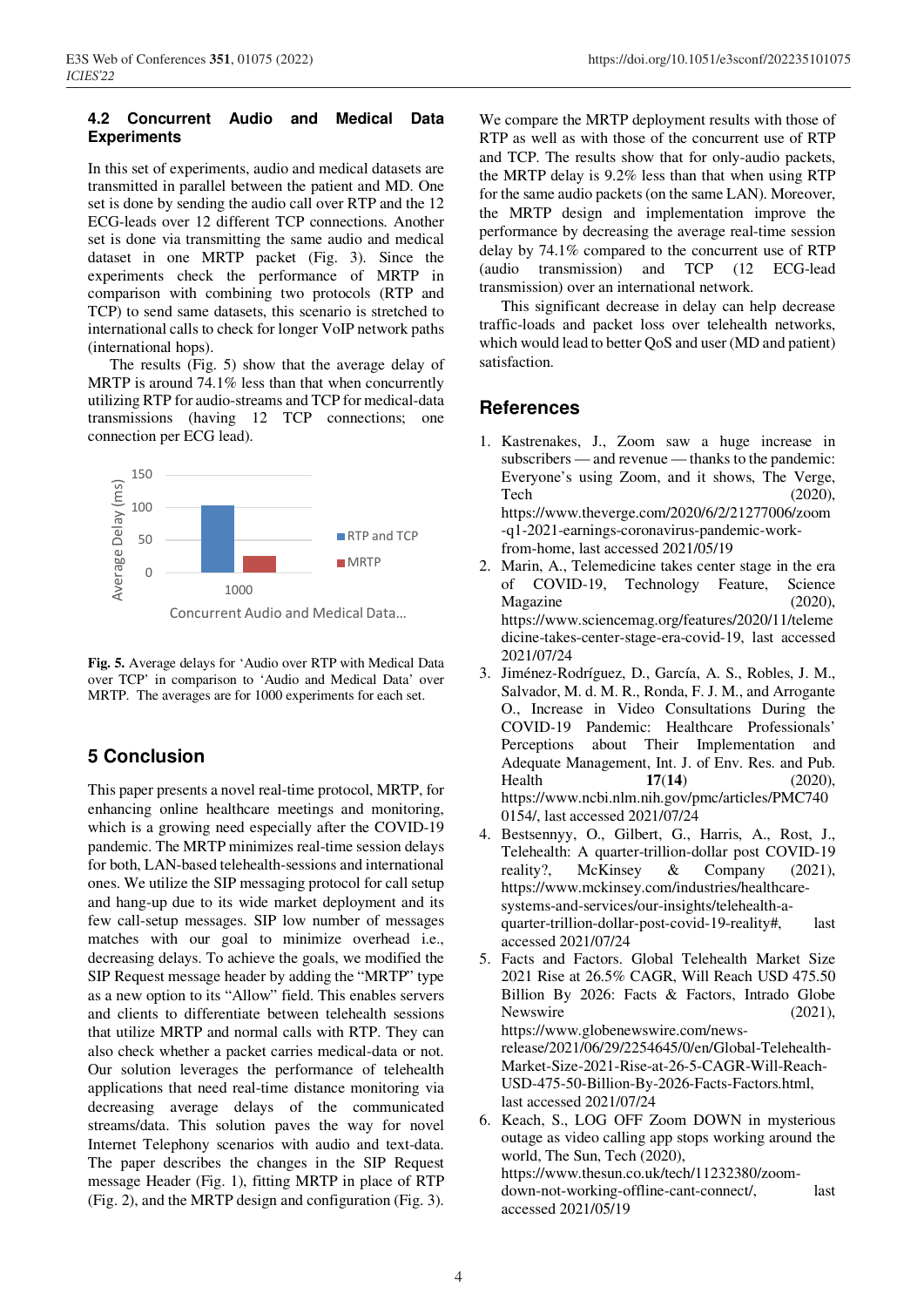### 4.2 Concurrent Audio and Medical Data Experiments

In this set of experiments, audio and medical datasets are transmitted in parallel between the patient and MD. One set is done by sending the audio call over RTP and the 12 ECG-leads over 12 different TCP connections. Another set is done via transmitting the same audio and medical dataset in one MRTP packet (Fig. 3). Since the experiments check the performance of MRTP in comparison with combining two protocols (RTP and TCP) to send same datasets, this scenario is stretched to international calls to check for longer VoIP network paths (international hops).

The results (Fig. 5) show that the average delay of MRTP is around 74.1% less than that when concurrently utilizing RTP for audio-streams and TCP for medical-data transmissions (having 12 TCP connections; one connection per ECG lead).

**Fig. 5.** Average delays for 'Audio over RTP with Medical Data over TCP' in comparison to 'Audio and Medical Data' over MRTP. The averages are for 1000 experiments for each set.

## 5 Conclusion

This paper presents a novel real-time protocol, MRTP, for enhancing online healthcare meetings and monitoring, which is a growing need especially after the COVID-19 pandemic. The MRTP minimizes real-time session delays for both, LAN-based telehealth-sessions and international ones. We utilize the SIP messaging protocol for call setup and hang-up due to its wide market deployment and its few call-setup messages. SIP low number of messages matches with our goal to minimize overhead i.e., decreasing delays. To achieve the goals, we modified the SIP Request message header by adding the "MRTP" type as a new option to its "Allow" field. This enables servers and clients to differentiate between telehealth sessions that utilize MRTP and normal calls with RTP. They can also check whether a packet carries medical-data or not. Our solution leverages the performance of telehealth applications that need real-time distance monitoring via decreasing average delays of the communicated streams/data. This solution paves the way for novel Internet Telephony scenarios with audio and text-data. The paper describes the changes in the SIP Request message Header (Fig. 1), fitting MRTP in place of RTP (Fig. 2), and the MRTP design and configuration (Fig. 3).

We compare the MRTP deployment results with those of RTP as well as with those of the concurrent use of RTP and TCP. The results show that for only-audio packets, the MRTP delay is 9.2% less than that when using RTP for the same audio packets (on the same LAN). Moreover, the MRTP design and implementation improve the performance by decreasing the average real-time session delay by 74.1% compared to the concurrent use of RTP (audio transmission) and TCP (12 ECG-lead transmission) over an international network.

This significant decrease in delay can help decrease traffic-loads and packet loss over telehealth networks, which would lead to better QoS and user (MD and patient) satisfaction.

## References

1. Kastrenakes, J., Zoom saw a huge increase in subscribers — and revenue — thanks to the pandemic: Everyone's using Zoom, and it shows, The Verge, Tech (2020), https://www.theverge.com/2020/6/2/21277006/zoom-q1-2021-earnings-coronavirus-pandemic-work-from-home, last accessed 2021/05/19
2. Marin, A., Telemedicine takes center stage in the era of COVID-19, Technology Feature, Science Magazine (2020), https://www.sciencemag.org/features/2020/11/telemedicine-takes-center-stage-era-covid-19, last accessed 2021/07/24
3. Jiménez-Rodríguez, D., García, A. S., Robles, J. M., Salvador, M. d. M. R., Ronda, F. J. M., and Arrogante O., Increase in Video Consultations During the COVID-19 Pandemic: Healthcare Professionals' Perceptions about Their Implementation and Adequate Management, Int. J. of Env. Res. and Pub. Health **17**(**14**) (2020), https://www.ncbi.nlm.nih.gov/pmc/articles/PMC7400154/, last accessed 2021/07/24
4. Bestsennyy, O., Gilbert, G., Harris, A., Rost, J., Telehealth: A quarter-trillion-dollar post COVID-19 reality?, McKinsey & Company (2021), https://www.mckinsey.com/industries/healthcare-systems-and-services/our-insights/telehealth-a-quarter-trillion-dollar-post-covid-19-reality#, last accessed 2021/07/24
5. Facts and Factors. Global Telehealth Market Size 2021 Rise at 26.5% CAGR, Will Reach USD 475.50 Billion By 2026: Facts & Factors, Intrado Globe Newswire (2021), https://www.globenewswire.com/news-release/2021/06/29/2254645/0/en/Global-Telehealth-Market-Size-2021-Rise-at-26-5-CAGR-Will-Reach-USD-475-50-Billion-By-2026-Facts-Factors.html, last accessed 2021/07/24
6. Keach, S., LOG OFF Zoom DOWN in mysterious outage as video calling app stops working around the world, The Sun, Tech (2020), https://www.thesun.co.uk/tech/11232380/zoom-down-not-working-offline-cant-connect/, last accessed 2021/05/19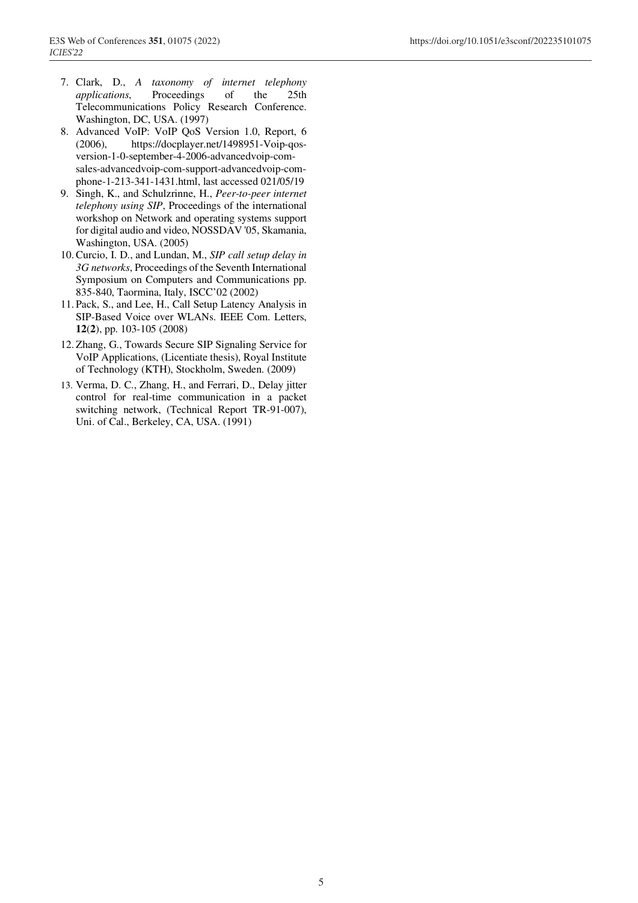7. Clark, D., *A taxonomy of internet telephony applications*, Proceedings of the 25th Telecommunications Policy Research Conference. Washington, DC, USA. (1997)
8. Advanced VoIP: VoIP QoS Version 1.0, Report, 6 (2006), https://docplayer.net/1498951-Voip-qos-version-1-0-september-4-2006-advancedvoip-com-sales-advancedvoip-com-support-advancedvoip-com-phone-1-213-341-1431.html, last accessed 021/05/19
9. Singh, K., and Schulzrinne, H., *Peer-to-peer internet telephony using SIP*, Proceedings of the international workshop on Network and operating systems support for digital audio and video, NOSSDAV '05, Skamania, Washington, USA. (2005)
10. Curcio, I. D., and Lundan, M., *SIP call setup delay in 3G networks*, Proceedings of the Seventh International Symposium on Computers and Communications pp. 835-840, Taormina, Italy, ISCC'02 (2002)
11. Pack, S., and Lee, H., Call Setup Latency Analysis in SIP-Based Voice over WLANs. IEEE Com. Letters, **12**(**2**), pp. 103-105 (2008)
12. Zhang, G., Towards Secure SIP Signaling Service for VoIP Applications, (Licentiate thesis), Royal Institute of Technology (KTH), Stockholm, Sweden. (2009)
13. Verma, D. C., Zhang, H., and Ferrari, D., Delay jitter control for real-time communication in a packet switching network, (Technical Report TR-91-007), Uni. of Cal., Berkeley, CA, USA. (1991)